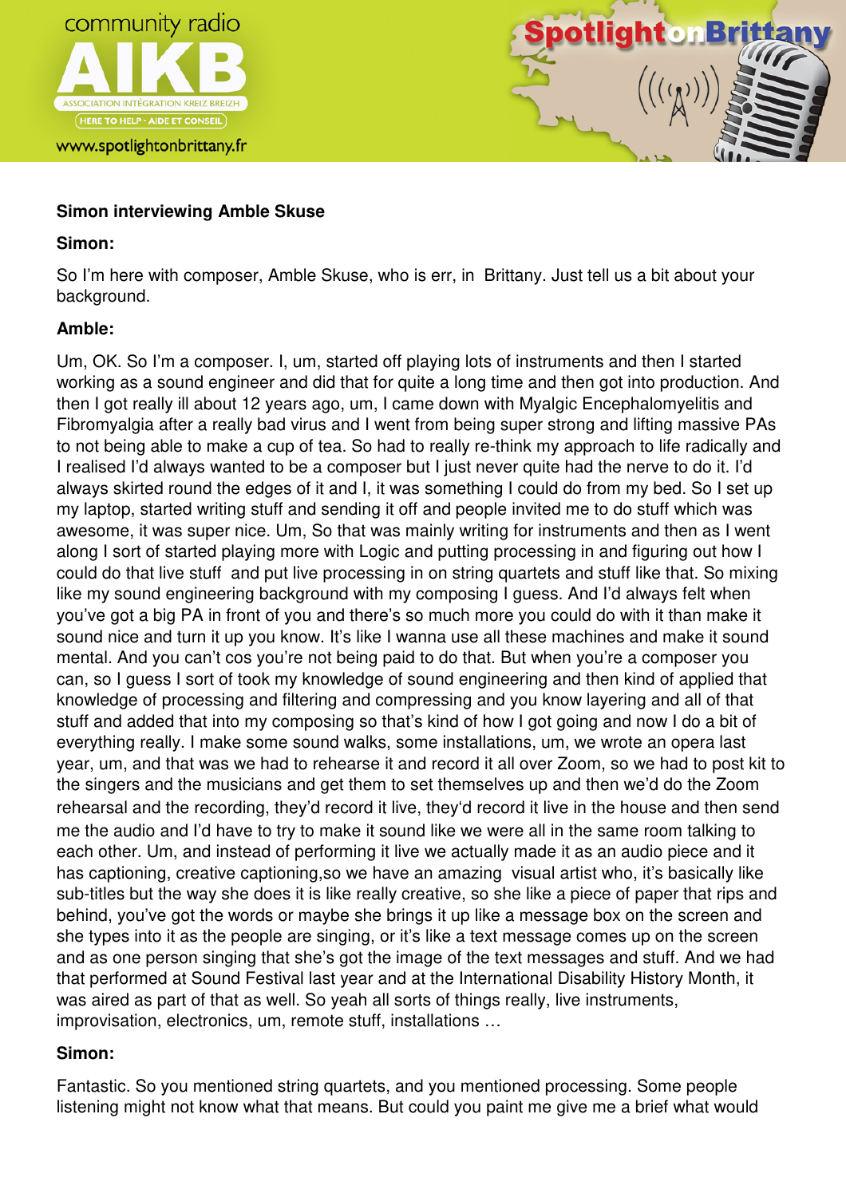**Simon interviewing Amble Skuse**

**Simon:**

So I'm here with composer, Amble Skuse, who is err, in Brittany. Just tell us a bit about your background.

**Amble:**

Um, OK. So I'm a composer. I, um, started off playing lots of instruments and then I started working as a sound engineer and did that for quite a long time and then got into production. And then I got really ill about 12 years ago, um, I came down with Myalgic Encephalomyelitis and Fibromyalgia after a really bad virus and I went from being super strong and lifting massive PAs to not being able to make a cup of tea. So had to really re-think my approach to life radically and I realised I'd always wanted to be a composer but I just never quite had the nerve to do it. I'd always skirted round the edges of it and I, it was something I could do from my bed. So I set up my laptop, started writing stuff and sending it off and people invited me to do stuff which was awesome, it was super nice. Um, So that was mainly writing for instruments and then as I went along I sort of started playing more with Logic and putting processing in and figuring out how I could do that live stuff and put live processing in on string quartets and stuff like that. So mixing like my sound engineering background with my composing I guess. And I'd always felt when you've got a big PA in front of you and there's so much more you could do with it than make it sound nice and turn it up you know. It's like I wanna use all these machines and make it sound mental. And you can't cos you're not being paid to do that. But when you're a composer you can, so I guess I sort of took my knowledge of sound engineering and then kind of applied that knowledge of processing and filtering and compressing and you know layering and all of that stuff and added that into my composing so that's kind of how I got going and now I do a bit of everything really. I make some sound walks, some installations, um, we wrote an opera last year, um, and that was we had to rehearse it and record it all over Zoom, so we had to post kit to the singers and the musicians and get them to set themselves up and then we'd do the Zoom rehearsal and the recording, they'd record it live, they'd record it live in the house and then send me the audio and I'd have to try to make it sound like we were all in the same room talking to each other. Um, and instead of performing it live we actually made it as an audio piece and it has captioning, creative captioning,so we have an amazing visual artist who, it's basically like sub-titles but the way she does it is like really creative, so she like a piece of paper that rips and behind, you've got the words or maybe she brings it up like a message box on the screen and she types into it as the people are singing, or it's like a text message comes up on the screen and as one person singing that she's got the image of the text messages and stuff. And we had that performed at Sound Festival last year and at the International Disability History Month, it was aired as part of that as well. So yeah all sorts of things really, live instruments, improvisation, electronics, um, remote stuff, installations …

**Simon:**

Fantastic. So you mentioned string quartets, and you mentioned processing. Some people listening might not know what that means. But could you paint me give me a brief what would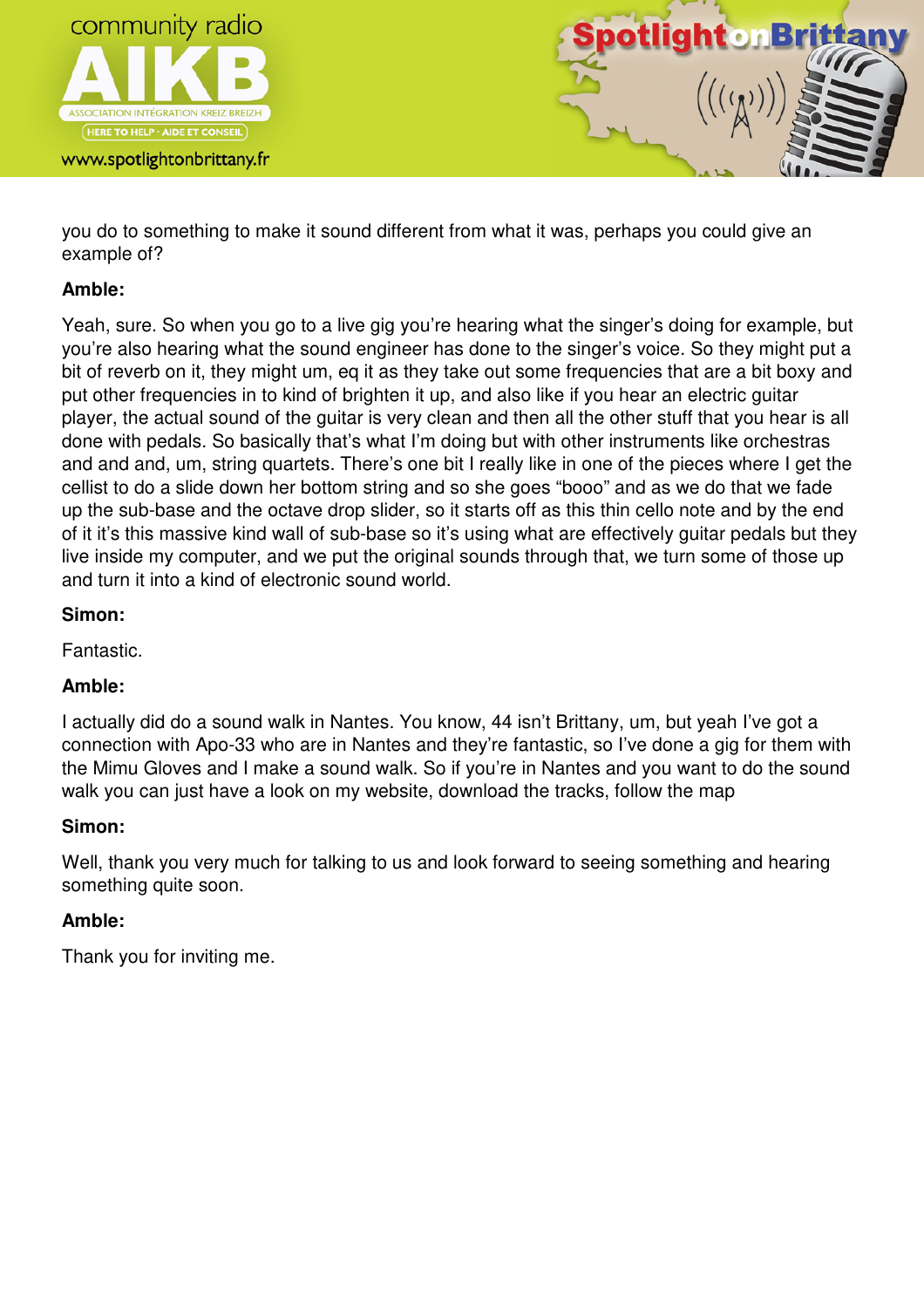you do to something to make it sound different from what it was, perhaps you could give an example of?

**Amble:**

Yeah, sure. So when you go to a live gig you're hearing what the singer's doing for example, but you're also hearing what the sound engineer has done to the singer's voice. So they might put a bit of reverb on it, they might um, eq it as they take out some frequencies that are a bit boxy and put other frequencies in to kind of brighten it up, and also like if you hear an electric guitar player, the actual sound of the guitar is very clean and then all the other stuff that you hear is all done with pedals. So basically that's what I'm doing but with other instruments like orchestras and and and, um, string quartets. There's one bit I really like in one of the pieces where I get the cellist to do a slide down her bottom string and so she goes "booo" and as we do that we fade up the sub-base and the octave drop slider, so it starts off as this thin cello note and by the end of it it's this massive kind wall of sub-base so it's using what are effectively guitar pedals but they live inside my computer, and we put the original sounds through that, we turn some of those up and turn it into a kind of electronic sound world.

**Simon:**

Fantastic.

**Amble:**

I actually did do a sound walk in Nantes. You know, 44 isn't Brittany, um, but yeah I've got a connection with Apo-33 who are in Nantes and they're fantastic, so I've done a gig for them with the Mimu Gloves and I make a sound walk. So if you're in Nantes and you want to do the sound walk you can just have a look on my website, download the tracks, follow the map

**Simon:**

Well, thank you very much for talking to us and look forward to seeing something and hearing something quite soon.

**Amble:**

Thank you for inviting me.